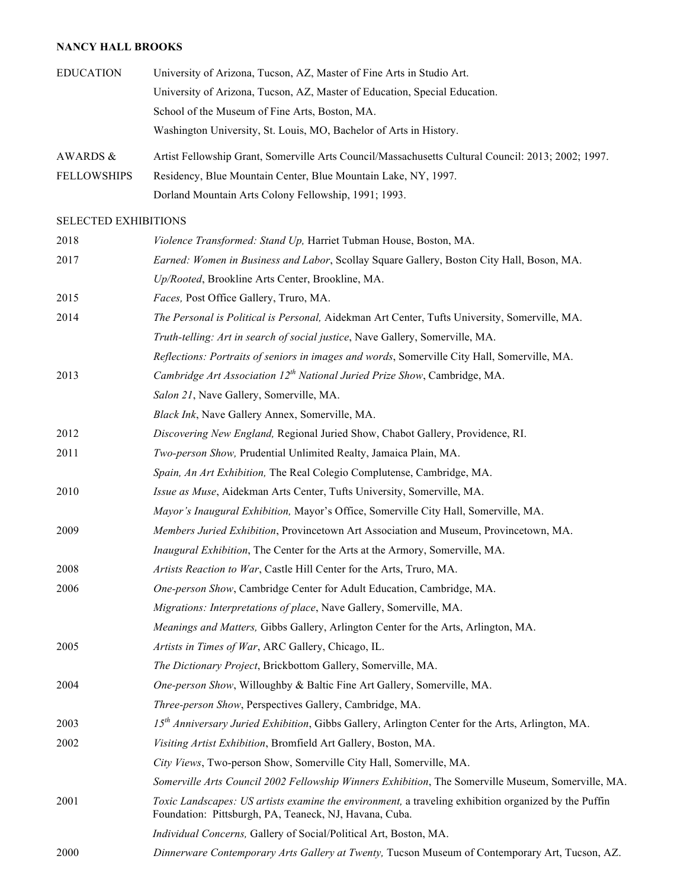**NANCY HALL BROOKS**

EDUCATION

University of Arizona, Tucson, AZ, Master of Fine Arts in Studio Art.

University of Arizona, Tucson, AZ, Master of Education, Special Education.

School of the Museum of Fine Arts, Boston, MA.

Washington University, St. Louis, MO, Bachelor of Arts in History.

AWARDS & FELLOWSHIPS

Artist Fellowship Grant, Somerville Arts Council/Massachusetts Cultural Council: 2013; 2002; 1997.

Residency, Blue Mountain Center, Blue Mountain Lake, NY, 1997.

Dorland Mountain Arts Colony Fellowship, 1991; 1993.

SELECTED EXHIBITIONS

2018

*Violence Transformed: Stand Up,* Harriet Tubman House, Boston, MA.

2017

*Earned: Women in Business and Labor*, Scollay Square Gallery, Boston City Hall, Boson, MA.

*Up/Rooted*, Brookline Arts Center, Brookline, MA.

2015

*Faces,* Post Office Gallery, Truro, MA.

2014

*The Personal is Political is Personal,* Aidekman Art Center, Tufts University, Somerville, MA.

*Truth-telling: Art in search of social justice*, Nave Gallery, Somerville, MA.

*Reflections: Portraits of seniors in images and words*, Somerville City Hall, Somerville, MA.

2013

*Cambridge Art Association 12th National Juried Prize Show*, Cambridge, MA.

*Salon 21*, Nave Gallery, Somerville, MA.

*Black Ink*, Nave Gallery Annex, Somerville, MA.

2012

*Discovering New England,* Regional Juried Show, Chabot Gallery, Providence, RI.

2011

*Two-person Show,* Prudential Unlimited Realty, Jamaica Plain, MA.

*Spain, An Art Exhibition,* The Real Colegio Complutense, Cambridge, MA.

2010

*Issue as Muse*, Aidekman Arts Center, Tufts University, Somerville, MA.

*Mayor's Inaugural Exhibition,* Mayor's Office, Somerville City Hall, Somerville, MA.

2009

*Members Juried Exhibition*, Provincetown Art Association and Museum, Provincetown, MA.

*Inaugural Exhibition*, The Center for the Arts at the Armory, Somerville, MA.

2008

*Artists Reaction to War*, Castle Hill Center for the Arts, Truro, MA.

2006

*One-person Show*, Cambridge Center for Adult Education, Cambridge, MA.

*Migrations: Interpretations of place*, Nave Gallery, Somerville, MA.

*Meanings and Matters,* Gibbs Gallery, Arlington Center for the Arts, Arlington, MA.

2005

*Artists in Times of War*, ARC Gallery, Chicago, IL.

*The Dictionary Project*, Brickbottom Gallery, Somerville, MA.

2004

*One-person Show*, Willoughby & Baltic Fine Art Gallery, Somerville, MA.

*Three-person Show*, Perspectives Gallery, Cambridge, MA.

2003

*15th Anniversary Juried Exhibition*, Gibbs Gallery, Arlington Center for the Arts, Arlington, MA.

2002

*Visiting Artist Exhibition*, Bromfield Art Gallery, Boston, MA.

*City Views*, Two-person Show, Somerville City Hall, Somerville, MA.

*Somerville Arts Council 2002 Fellowship Winners Exhibition*, The Somerville Museum, Somerville, MA.

2001

*Toxic Landscapes: US artists examine the environment,* a traveling exhibition organized by the Puffin Foundation: Pittsburgh, PA, Teaneck, NJ, Havana, Cuba.

*Individual Concerns,* Gallery of Social/Political Art, Boston, MA.

2000

*Dinnerware Contemporary Arts Gallery at Twenty,* Tucson Museum of Contemporary Art, Tucson, AZ.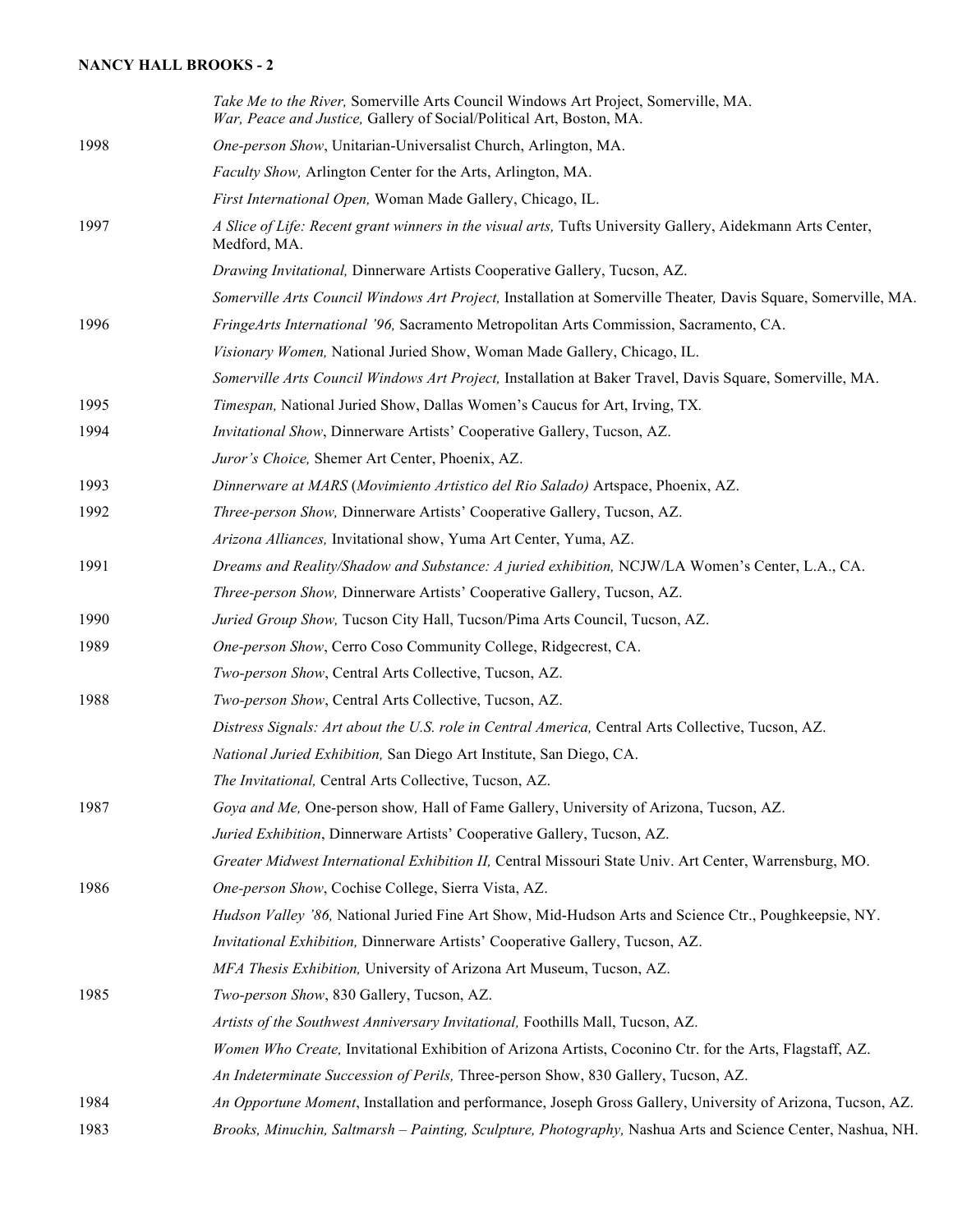| | |
|---|---|
| | *Take Me to the River,* Somerville Arts Council Windows Art Project, Somerville, MA. |
| | *War, Peace and Justice,* Gallery of Social/Political Art, Boston, MA. |
| 1998 | *One-person Show*, Unitarian-Universalist Church, Arlington, MA. |
| | *Faculty Show,* Arlington Center for the Arts, Arlington, MA. |
| | *First International Open,* Woman Made Gallery, Chicago, IL. |
| 1997 | *A Slice of Life: Recent grant winners in the visual arts,* Tufts University Gallery, Aidekmann Arts Center, Medford, MA. |
| | *Drawing Invitational,* Dinnerware Artists Cooperative Gallery, Tucson, AZ. |
| | *Somerville Arts Council Windows Art Project,* Installation at Somerville Theater*,* Davis Square, Somerville, MA. |
| 1996 | *FringeArts International '96,* Sacramento Metropolitan Arts Commission, Sacramento, CA. |
| | *Visionary Women,* National Juried Show, Woman Made Gallery, Chicago, IL. |
| | *Somerville Arts Council Windows Art Project,* Installation at Baker Travel, Davis Square, Somerville, MA. |
| 1995 | *Timespan,* National Juried Show, Dallas Women's Caucus for Art, Irving, TX*.* |
| 1994 | *Invitational Show*, Dinnerware Artists' Cooperative Gallery, Tucson, AZ. |
| | *Juror's Choice,* Shemer Art Center, Phoenix, AZ. |
| 1993 | *Dinnerware at MARS* (*Movimiento Artistico del Rio Salado)* Artspace, Phoenix, AZ. |
| 1992 | *Three-person Show,* Dinnerware Artists' Cooperative Gallery, Tucson, AZ. |
| | *Arizona Alliances,* Invitational show, Yuma Art Center, Yuma, AZ. |
| 1991 | *Dreams and Reality/Shadow and Substance: A juried exhibition,* NCJW/LA Women's Center, L.A., CA. |
| | *Three-person Show,* Dinnerware Artists' Cooperative Gallery, Tucson, AZ. |
| 1990 | *Juried Group Show,* Tucson City Hall, Tucson/Pima Arts Council, Tucson, AZ. |
| 1989 | *One-person Show*, Cerro Coso Community College, Ridgecrest, CA. |
| | *Two-person Show*, Central Arts Collective, Tucson, AZ. |
| 1988 | *Two-person Show*, Central Arts Collective, Tucson, AZ. |
| | *Distress Signals: Art about the U.S. role in Central America,* Central Arts Collective, Tucson, AZ. |
| | *National Juried Exhibition,* San Diego Art Institute, San Diego, CA. |
| | *The Invitational,* Central Arts Collective, Tucson, AZ. |
| 1987 | *Goya and Me,* One-person show*,* Hall of Fame Gallery, University of Arizona, Tucson, AZ. |
| | *Juried Exhibition*, Dinnerware Artists' Cooperative Gallery, Tucson, AZ. |
| | *Greater Midwest International Exhibition II,* Central Missouri State Univ. Art Center, Warrensburg, MO. |
| 1986 | *One-person Show*, Cochise College, Sierra Vista, AZ. |
| | *Hudson Valley '86,* National Juried Fine Art Show, Mid-Hudson Arts and Science Ctr., Poughkeepsie, NY. |
| | *Invitational Exhibition,* Dinnerware Artists' Cooperative Gallery, Tucson, AZ. |
| | *MFA Thesis Exhibition,* University of Arizona Art Museum, Tucson, AZ. |
| 1985 | *Two-person Show*, 830 Gallery, Tucson, AZ. |
| | *Artists of the Southwest Anniversary Invitational,* Foothills Mall, Tucson, AZ. |
| | *Women Who Create,* Invitational Exhibition of Arizona Artists, Coconino Ctr. for the Arts, Flagstaff, AZ. |
| | *An Indeterminate Succession of Perils,* Three-person Show, 830 Gallery, Tucson, AZ. |
| 1984 | *An Opportune Moment*, Installation and performance, Joseph Gross Gallery, University of Arizona, Tucson, AZ. |
| 1983 | *Brooks, Minuchin, Saltmarsh – Painting, Sculpture, Photography,* Nashua Arts and Science Center, Nashua, NH. |